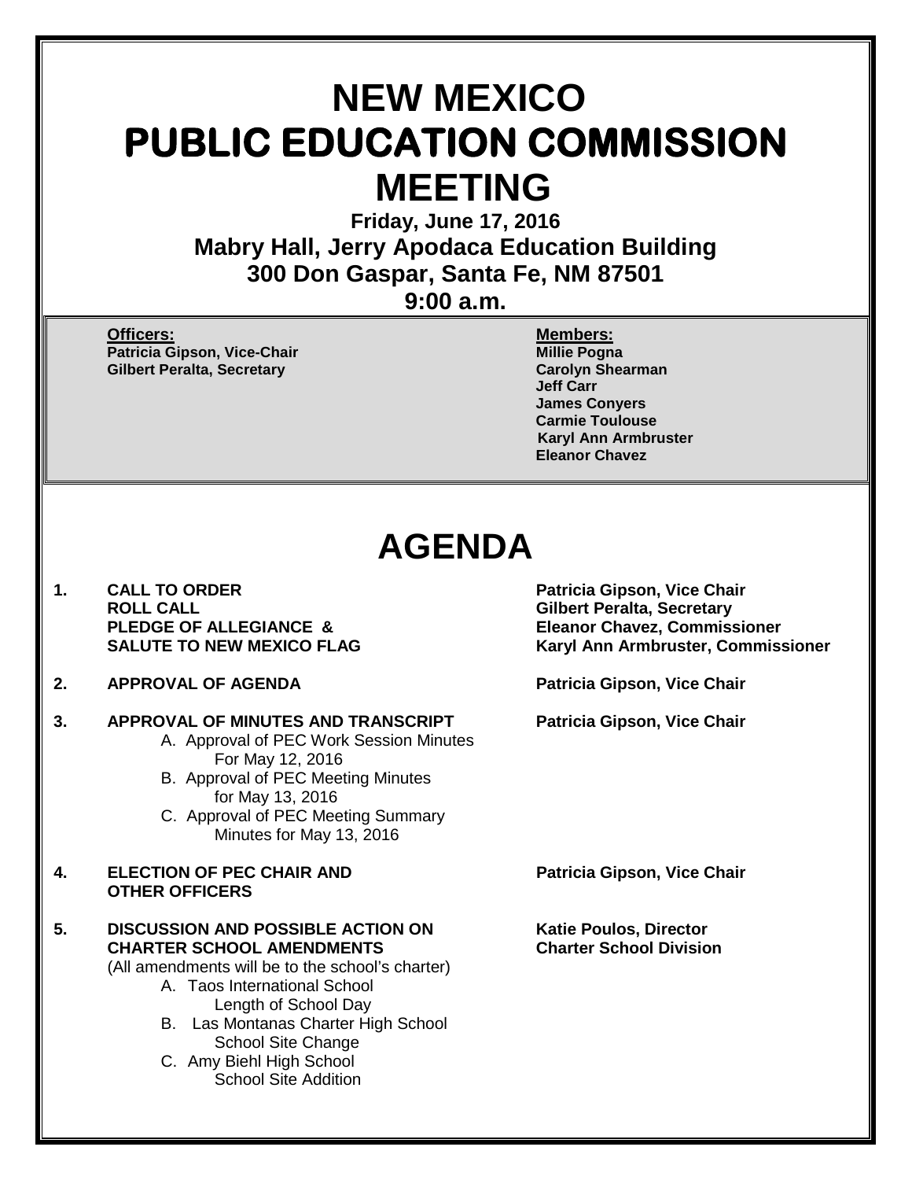# NEW MEXICO
# PUBLIC EDUCATION COMMISSION
# MEETING

**Friday, June 17, 2016**
**Mabry Hall, Jerry Apodaca Education Building**
**300 Don Gaspar, Santa Fe, NM 87501**
**9:00 a.m.**

**Officers:**
**Patricia Gipson, Vice-Chair**
**Gilbert Peralta, Secretary**

**Members:**
**Millie Pogna**
**Carolyn Shearman**
**Jeff Carr**
**James Conyers**
**Carmie Toulouse**
**Karyl Ann Armbruster**
**Eleanor Chavez**

# AGENDA

1. **CALL TO ORDER** — **Patricia Gipson, Vice Chair**
   **ROLL CALL** — **Gilbert Peralta, Secretary**
   **PLEDGE OF ALLEGIANCE &** — **Eleanor Chavez, Commissioner**
   **SALUTE TO NEW MEXICO FLAG** — **Karyl Ann Armbruster, Commissioner**

2. **APPROVAL OF AGENDA** — **Patricia Gipson, Vice Chair**

3. **APPROVAL OF MINUTES AND TRANSCRIPT** — **Patricia Gipson, Vice Chair**
   - A. Approval of PEC Work Session Minutes For May 12, 2016
   - B. Approval of PEC Meeting Minutes for May 13, 2016
   - C. Approval of PEC Meeting Summary Minutes for May 13, 2016

4. **ELECTION OF PEC CHAIR AND OTHER OFFICERS** — **Patricia Gipson, Vice Chair**

5. **DISCUSSION AND POSSIBLE ACTION ON CHARTER SCHOOL AMENDMENTS** — **Katie Poulos, Director, Charter School Division**
   (All amendments will be to the school's charter)
   - A. Taos International School
     Length of School Day
   - B. Las Montanas Charter High School
     School Site Change
   - C. Amy Biehl High School
     School Site Addition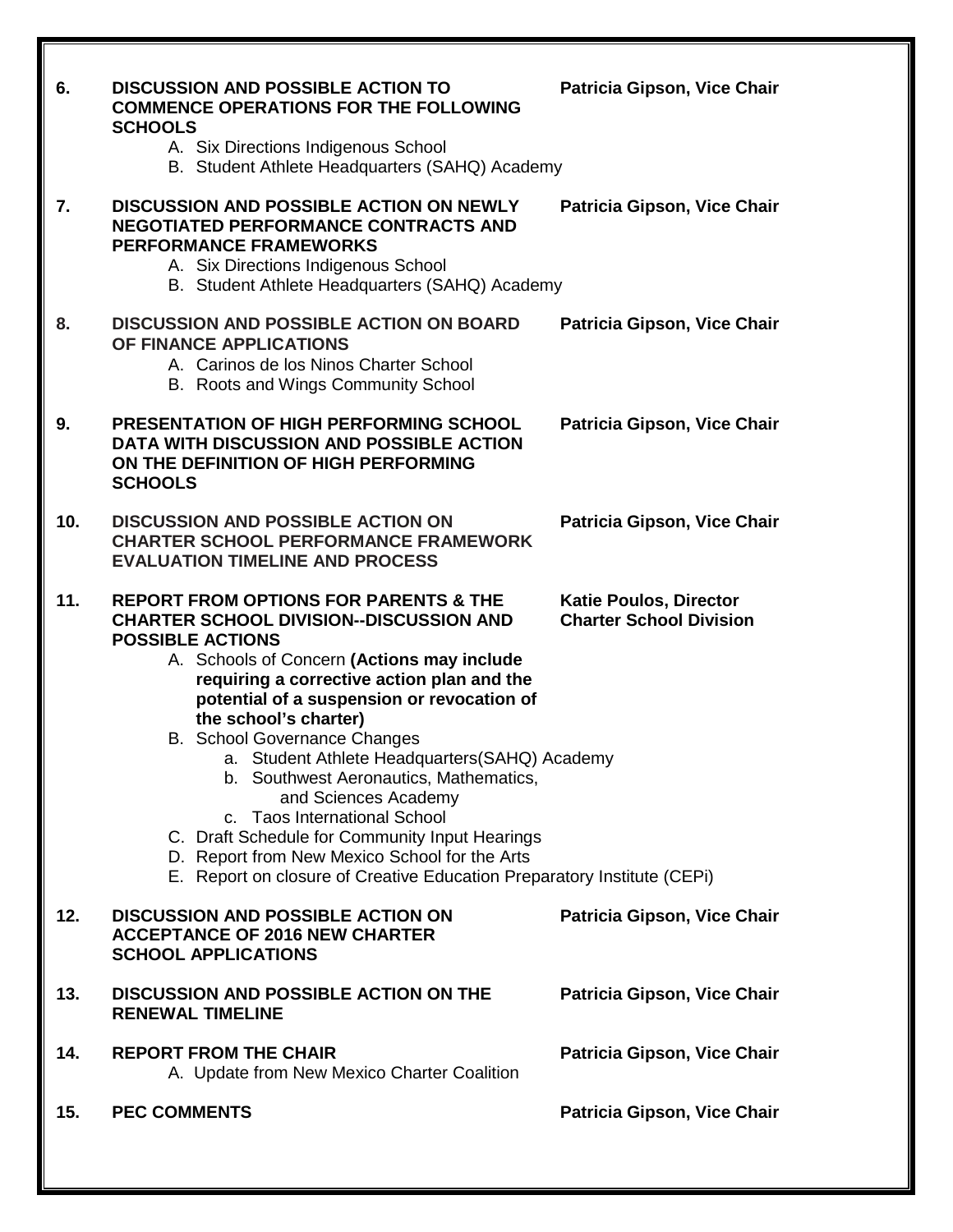**6. DISCUSSION AND POSSIBLE ACTION TO COMMENCE OPERATIONS FOR THE FOLLOWING SCHOOLS** — **Patricia Gipson, Vice Chair**

A. Six Directions Indigenous School
B. Student Athlete Headquarters (SAHQ) Academy

**7. DISCUSSION AND POSSIBLE ACTION ON NEWLY NEGOTIATED PERFORMANCE CONTRACTS AND PERFORMANCE FRAMEWORKS** — **Patricia Gipson, Vice Chair**

A. Six Directions Indigenous School
B. Student Athlete Headquarters (SAHQ) Academy

**8. DISCUSSION AND POSSIBLE ACTION ON BOARD OF FINANCE APPLICATIONS** — **Patricia Gipson, Vice Chair**

A. Carinos de los Ninos Charter School
B. Roots and Wings Community School

**9. PRESENTATION OF HIGH PERFORMING SCHOOL DATA WITH DISCUSSION AND POSSIBLE ACTION ON THE DEFINITION OF HIGH PERFORMING SCHOOLS** — **Patricia Gipson, Vice Chair**

**10. DISCUSSION AND POSSIBLE ACTION ON CHARTER SCHOOL PERFORMANCE FRAMEWORK EVALUATION TIMELINE AND PROCESS** — **Patricia Gipson, Vice Chair**

**11. REPORT FROM OPTIONS FOR PARENTS & THE CHARTER SCHOOL DIVISION--DISCUSSION AND POSSIBLE ACTIONS** — **Katie Poulos, Director Charter School Division**

A. Schools of Concern **(Actions may include requiring a corrective action plan and the potential of a suspension or revocation of the school's charter)**
B. School Governance Changes
   a. Student Athlete Headquarters(SAHQ) Academy
   b. Southwest Aeronautics, Mathematics, and Sciences Academy
   c. Taos International School
C. Draft Schedule for Community Input Hearings
D. Report from New Mexico School for the Arts
E. Report on closure of Creative Education Preparatory Institute (CEPi)

**12. DISCUSSION AND POSSIBLE ACTION ON ACCEPTANCE OF 2016 NEW CHARTER SCHOOL APPLICATIONS** — **Patricia Gipson, Vice Chair**

**13. DISCUSSION AND POSSIBLE ACTION ON THE RENEWAL TIMELINE** — **Patricia Gipson, Vice Chair**

**14. REPORT FROM THE CHAIR** — **Patricia Gipson, Vice Chair**

A. Update from New Mexico Charter Coalition

**15. PEC COMMENTS** — **Patricia Gipson, Vice Chair**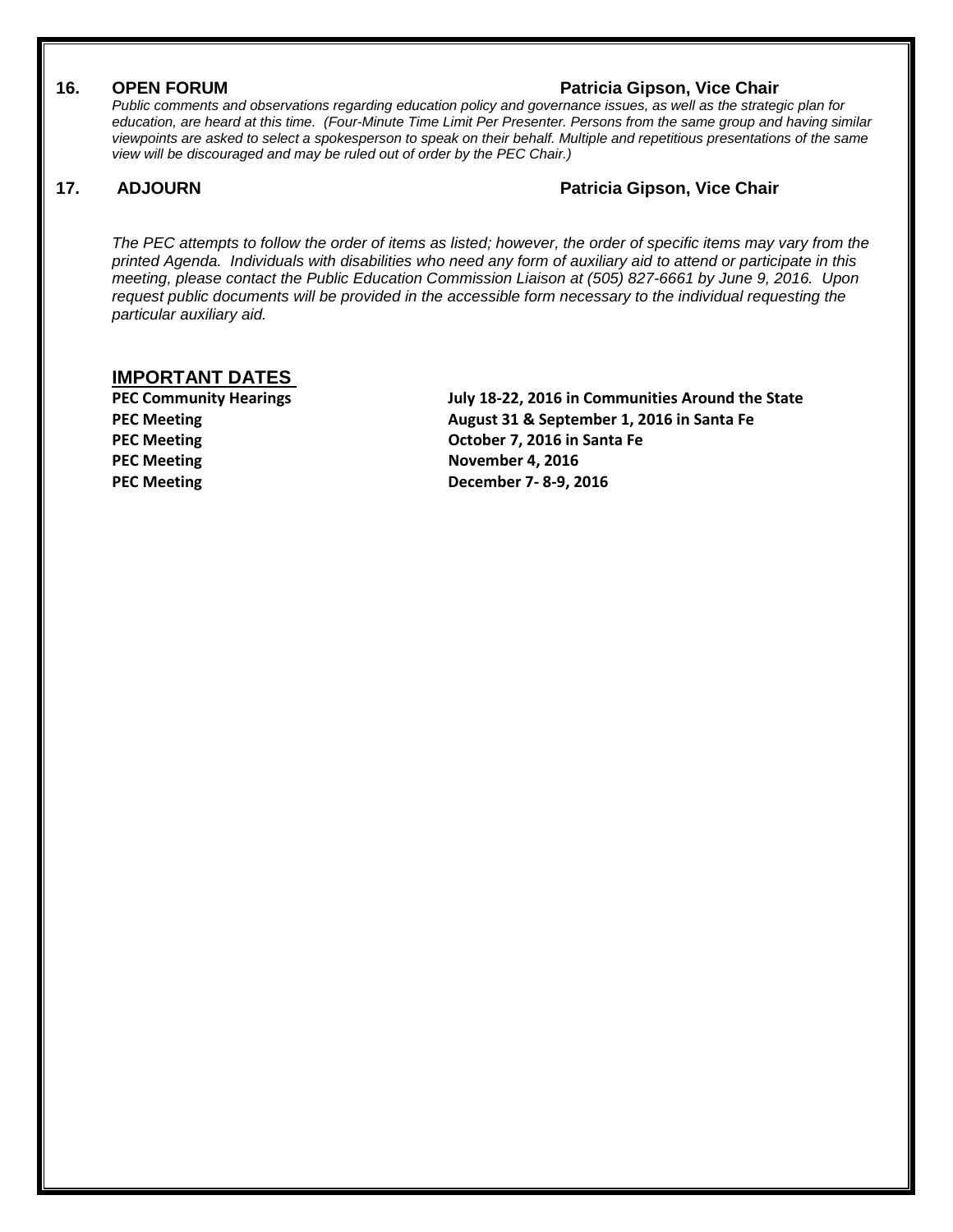**16. OPEN FORUM** **Patricia Gipson, Vice Chair**

*Public comments and observations regarding education policy and governance issues, as well as the strategic plan for education, are heard at this time. (Four-Minute Time Limit Per Presenter. Persons from the same group and having similar viewpoints are asked to select a spokesperson to speak on their behalf. Multiple and repetitious presentations of the same view will be discouraged and may be ruled out of order by the PEC Chair.)*

**17. ADJOURN** **Patricia Gipson, Vice Chair**

*The PEC attempts to follow the order of items as listed; however, the order of specific items may vary from the printed Agenda. Individuals with disabilities who need any form of auxiliary aid to attend or participate in this meeting, please contact the Public Education Commission Liaison at (505) 827-6661 by June 9, 2016. Upon request public documents will be provided in the accessible form necessary to the individual requesting the particular auxiliary aid.*

## IMPORTANT DATES

| | |
|---|---|
| **PEC Community Hearings** | **July 18-22, 2016 in Communities Around the State** |
| **PEC Meeting** | **August 31 & September 1, 2016 in Santa Fe** |
| **PEC Meeting** | **October 7, 2016 in Santa Fe** |
| **PEC Meeting** | **November 4, 2016** |
| **PEC Meeting** | **December 7- 8-9, 2016** |